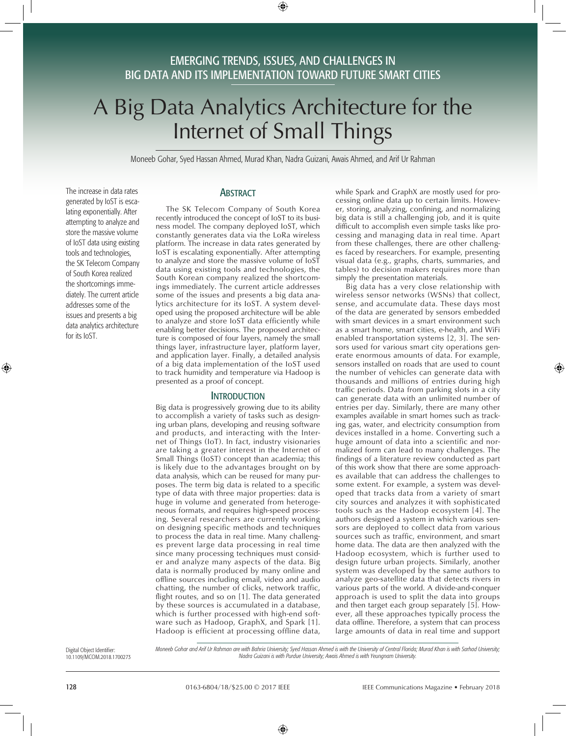EMERGING TRENDS, ISSUES, AND CHALLENGES IN BIG DATA AND ITS IMPLEMENTATION TOWARD FUTURE SMART CITIES

# A Big Data Analytics Architecture for the Internet of Small Things

Moneeb Gohar, Syed Hassan Ahmed, Murad Khan, Nadra Guizani, Awais Ahmed, and Arif Ur Rahman

The increase in data rates generated by IoST is escalating exponentially. After attempting to analyze and store the massive volume of IoST data using existing tools and technologies, the SK Telecom Company of South Korea realized the shortcomings immediately. The current article addresses some of the issues and presents a big data analytics architecture for its IoST.

## Abstract

The SK Telecom Company of South Korea recently introduced the concept of IoST to its business model. The company deployed IoST, which constantly generates data via the LoRa wireless platform. The increase in data rates generated by IoST is escalating exponentially. After attempting to analyze and store the massive volume of IoST data using existing tools and technologies, the South Korean company realized the shortcomings immediately. The current article addresses some of the issues and presents a big data analytics architecture for its IoST. A system developed using the proposed architecture will be able to analyze and store IoST data efficiently while enabling better decisions. The proposed architecture is composed of four layers, namely the small things layer, infrastructure layer, platform layer, and application layer. Finally, a detailed analysis of a big data implementation of the IoST used to track humidity and temperature via Hadoop is presented as a proof of concept.

## Introduction

Big data is progressively growing due to its ability to accomplish a variety of tasks such as designing urban plans, developing and reusing software and products, and interacting with the Internet of Things (IoT). In fact, industry visionaries are taking a greater interest in the Internet of Small Things (IoST) concept than academia; this is likely due to the advantages brought on by data analysis, which can be reused for many purposes. The term big data is related to a specific type of data with three major properties: data is huge in volume and generated from heterogeneous formats, and requires high-speed processing. Several researchers are currently working on designing specific methods and techniques to process the data in real time. Many challenges prevent large data processing in real time since many processing techniques must consider and analyze many aspects of the data. Big data is normally produced by many online and offline sources including email, video and audio chatting, the number of clicks, network traffic, flight routes, and so on [1]. The data generated by these sources is accumulated in a database, which is further processed with high-end software such as Hadoop, GraphX, and Spark [1]. Hadoop is efficient at processing offline data, while Spark and GraphX are mostly used for processing online data up to certain limits. However, storing, analyzing, confining, and normalizing big data is still a challenging job, and it is quite difficult to accomplish even simple tasks like processing and managing data in real time. Apart from these challenges, there are other challenges faced by researchers. For example, presenting visual data (e.g., graphs, charts, summaries, and tables) to decision makers requires more than simply the presentation materials.

Big data has a very close relationship with wireless sensor networks (WSNs) that collect, sense, and accumulate data. These days most of the data are generated by sensors embedded with smart devices in a smart environment such as a smart home, smart cities, e-health, and WiFi enabled transportation systems [2, 3]. The sensors used for various smart city operations generate enormous amounts of data. For example, sensors installed on roads that are used to count the number of vehicles can generate data with thousands and millions of entries during high traffic periods. Data from parking slots in a city can generate data with an unlimited number of entries per day. Similarly, there are many other examples available in smart homes such as tracking gas, water, and electricity consumption from devices installed in a home. Converting such a huge amount of data into a scientific and normalized form can lead to many challenges. The findings of a literature review conducted as part of this work show that there are some approaches available that can address the challenges to some extent. For example, a system was developed that tracks data from a variety of smart city sources and analyzes it with sophisticated tools such as the Hadoop ecosystem [4]. The authors designed a system in which various sensors are deployed to collect data from various sources such as traffic, environment, and smart home data. The data are then analyzed with the Hadoop ecosystem, which is further used to design future urban projects. Similarly, another system was developed by the same authors to analyze geo-satellite data that detects rivers in various parts of the world. A divide-and-conquer approach is used to split the data into groups and then target each group separately [5]. However, all these approaches typically process the data offline. Therefore, a system that can process large amounts of data in real time and support

Digital Object Identifier: 10.1109/MCOM.2018.1700273

*Moneeb Gohar and Arif Ur Rahman are with Bahria University; Syed Hassan Ahmed is with the University of Central Florida; Murad Khan is with Sarhad University; Nadra Guizani is with Purdue University; Awais Ahmed is with Yeungnam University.*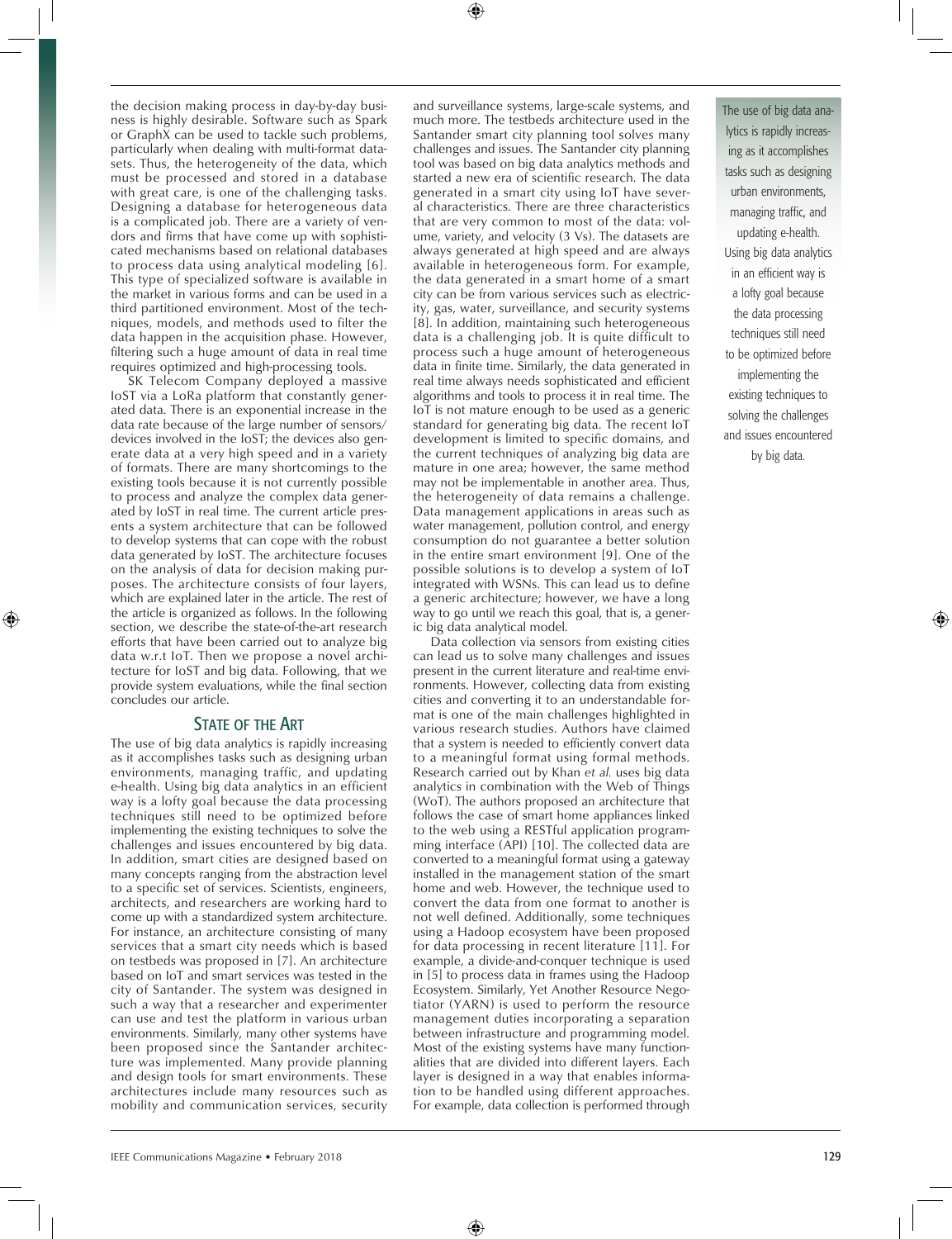the decision making process in day-by-day business is highly desirable. Software such as Spark or GraphX can be used to tackle such problems, particularly when dealing with multi-format datasets. Thus, the heterogeneity of the data, which must be processed and stored in a database with great care, is one of the challenging tasks. Designing a database for heterogeneous data is a complicated job. There are a variety of vendors and firms that have come up with sophisticated mechanisms based on relational databases to process data using analytical modeling [6]. This type of specialized software is available in the market in various forms and can be used in a third partitioned environment. Most of the techniques, models, and methods used to filter the data happen in the acquisition phase. However, filtering such a huge amount of data in real time requires optimized and high-processing tools.

SK Telecom Company deployed a massive IoST via a LoRa platform that constantly generated data. There is an exponential increase in the data rate because of the large number of sensors/devices involved in the IoST; the devices also generate data at a very high speed and in a variety of formats. There are many shortcomings to the existing tools because it is not currently possible to process and analyze the complex data generated by IoST in real time. The current article presents a system architecture that can be followed to develop systems that can cope with the robust data generated by IoST. The architecture focuses on the analysis of data for decision making purposes. The architecture consists of four layers, which are explained later in the article. The rest of the article is organized as follows. In the following section, we describe the state-of-the-art research efforts that have been carried out to analyze big data w.r.t IoT. Then we propose a novel architecture for IoST and big data. Following, that we provide system evaluations, while the final section concludes our article.

## State of the Art

The use of big data analytics is rapidly increasing as it accomplishes tasks such as designing urban environments, managing traffic, and updating e-health. Using big data analytics in an efficient way is a lofty goal because the data processing techniques still need to be optimized before implementing the existing techniques to solve the challenges and issues encountered by big data. In addition, smart cities are designed based on many concepts ranging from the abstraction level to a specific set of services. Scientists, engineers, architects, and researchers are working hard to come up with a standardized system architecture. For instance, an architecture consisting of many services that a smart city needs which is based on testbeds was proposed in [7]. An architecture based on IoT and smart services was tested in the city of Santander. The system was designed in such a way that a researcher and experimenter can use and test the platform in various urban environments. Similarly, many other systems have been proposed since the Santander architecture was implemented. Many provide planning and design tools for smart environments. These architectures include many resources such as mobility and communication services, security and surveillance systems, large-scale systems, and much more. The testbeds architecture used in the Santander smart city planning tool solves many challenges and issues. The Santander city planning tool was based on big data analytics methods and started a new era of scientific research. The data generated in a smart city using IoT have several characteristics. There are three characteristics that are very common to most of the data: volume, variety, and velocity (3 Vs). The datasets are always generated at high speed and are always available in heterogeneous form. For example, the data generated in a smart home of a smart city can be from various services such as electricity, gas, water, surveillance, and security systems [8]. In addition, maintaining such heterogeneous data is a challenging job. It is quite difficult to process such a huge amount of heterogeneous data in finite time. Similarly, the data generated in real time always needs sophisticated and efficient algorithms and tools to process it in real time. The IoT is not mature enough to be used as a generic standard for generating big data. The recent IoT development is limited to specific domains, and the current techniques of analyzing big data are mature in one area; however, the same method may not be implementable in another area. Thus, the heterogeneity of data remains a challenge. Data management applications in areas such as water management, pollution control, and energy consumption do not guarantee a better solution in the entire smart environment [9]. One of the possible solutions is to develop a system of IoT integrated with WSNs. This can lead us to define a generic architecture; however, we have a long way to go until we reach this goal, that is, a generic big data analytical model.

Data collection via sensors from existing cities can lead us to solve many challenges and issues present in the current literature and real-time environments. However, collecting data from existing cities and converting it to an understandable format is one of the main challenges highlighted in various research studies. Authors have claimed that a system is needed to efficiently convert data to a meaningful format using formal methods. Research carried out by Khan *et al.* uses big data analytics in combination with the Web of Things (WoT). The authors proposed an architecture that follows the case of smart home appliances linked to the web using a RESTful application programming interface (API) [10]. The collected data are converted to a meaningful format using a gateway installed in the management station of the smart home and web. However, the technique used to convert the data from one format to another is not well defined. Additionally, some techniques using a Hadoop ecosystem have been proposed for data processing in recent literature [11]. For example, a divide-and-conquer technique is used in [5] to process data in frames using the Hadoop Ecosystem. Similarly, Yet Another Resource Negotiator (YARN) is used to perform the resource management duties incorporating a separation between infrastructure and programming model. Most of the existing systems have many functionalities that are divided into different layers. Each layer is designed in a way that enables information to be handled using different approaches. For example, data collection is performed through

The use of big data analytics is rapidly increasing as it accomplishes tasks such as designing urban environments, managing traffic, and updating e-health. Using big data analytics in an efficient way is a lofty goal because the data processing techniques still need to be optimized before implementing the existing techniques to solving the challenges and issues encountered by big data.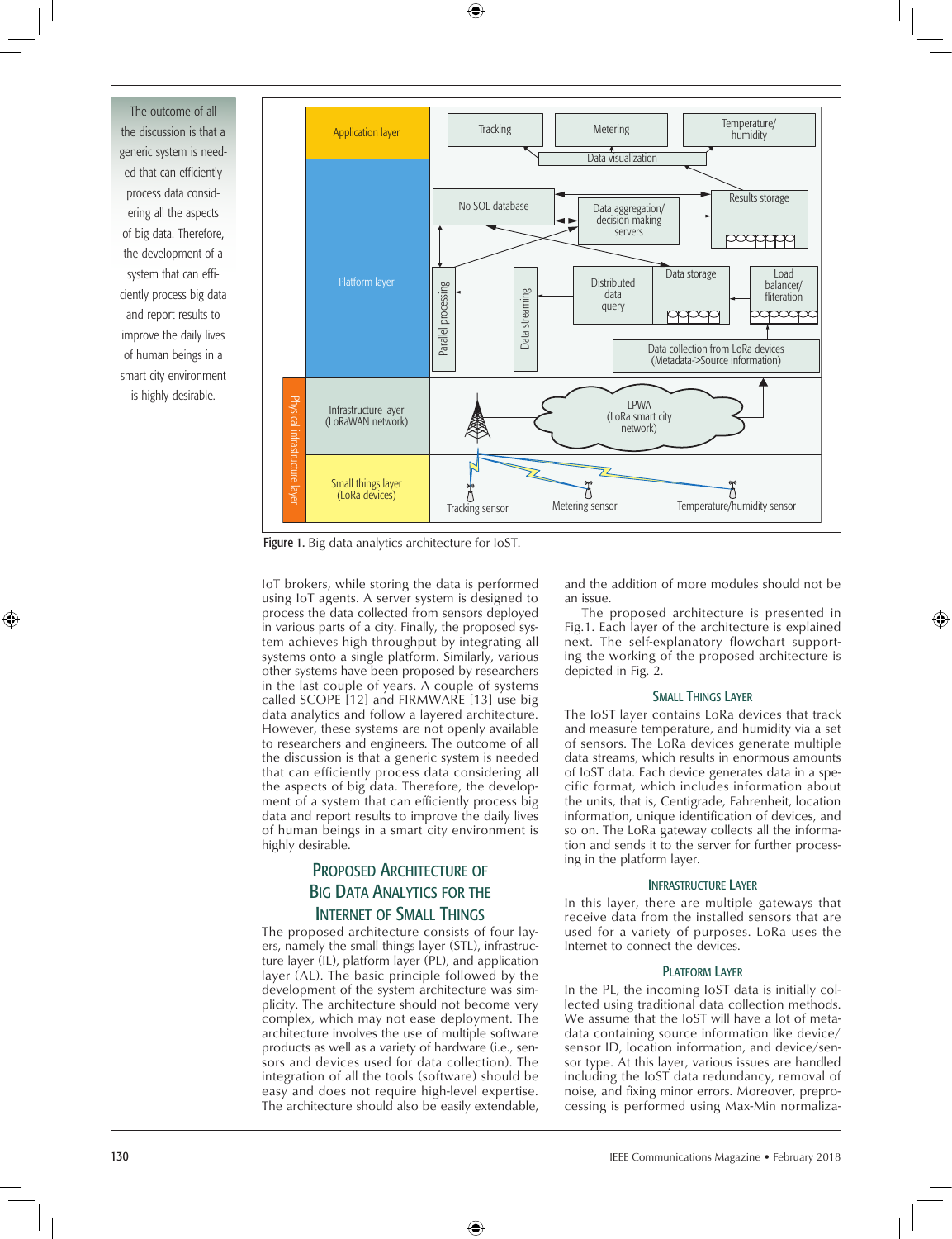The outcome of all the discussion is that a generic system is needed that can efficiently process data considering all the aspects of big data. Therefore, the development of a system that can efficiently process big data and report results to improve the daily lives of human beings in a smart city environment is highly desirable.

Application layer

Tracking

Metering

Temperature/humidity

Data visualization

Platform layer

No SQL database

Data aggregation/decision making servers

Results storage

Parallel processing

Data streaming

Distributed data query

Data storage

Load balancer/flitteration

Data collection from LoRa devices (Metadata->Source information)

Physical infrastructure layer

Infrastructure layer (LoRaWAN network)

LPWA (LoRa smart city network)

Small things layer (LoRa devices)

Tracking sensor

Metering sensor

Temperature/humidity sensor

Figure 1. Big data analytics architecture for IoST.

IoT brokers, while storing the data is performed using IoT agents. A server system is designed to process the data collected from sensors deployed in various parts of a city. Finally, the proposed system achieves high throughput by integrating all systems onto a single platform. Similarly, various other systems have been proposed by researchers in the last couple of years. A couple of systems called SCOPE [12] and FIRMWARE [13] use big data analytics and follow a layered architecture. However, these systems are not openly available to researchers and engineers. The outcome of all the discussion is that a generic system is needed that can efficiently process data considering all the aspects of big data. Therefore, the development of a system that can efficiently process big data and report results to improve the daily lives of human beings in a smart city environment is highly desirable.

## Proposed Architecture of Big Data Analytics for the Internet of Small Things

The proposed architecture consists of four layers, namely the small things layer (STL), infrastructure layer (IL), platform layer (PL), and application layer (AL). The basic principle followed by the development of the system architecture was simplicity. The architecture should not become very complex, which may not ease deployment. The architecture involves the use of multiple software products as well as a variety of hardware (i.e., sensors and devices used for data collection). The integration of all the tools (software) should be easy and does not require high-level expertise. The architecture should also be easily extendable, and the addition of more modules should not be an issue.

The proposed architecture is presented in Fig.1. Each layer of the architecture is explained next. The self-explanatory flowchart supporting the working of the proposed architecture is depicted in Fig. 2.

### Small Things Layer

The IoST layer contains LoRa devices that track and measure temperature, and humidity via a set of sensors. The LoRa devices generate multiple data streams, which results in enormous amounts of IoST data. Each device generates data in a specific format, which includes information about the units, that is, Centigrade, Fahrenheit, location information, unique identification of devices, and so on. The LoRa gateway collects all the information and sends it to the server for further processing in the platform layer.

### Infrastructure Layer

In this layer, there are multiple gateways that receive data from the installed sensors that are used for a variety of purposes. LoRa uses the Internet to connect the devices.

### Platform Layer

In the PL, the incoming IoST data is initially collected using traditional data collection methods. We assume that the IoST will have a lot of metadata containing source information like device/sensor ID, location information, and device/sensor type. At this layer, various issues are handled including the IoST data redundancy, removal of noise, and fixing minor errors. Moreover, preprocessing is performed using Max-Min normaliza-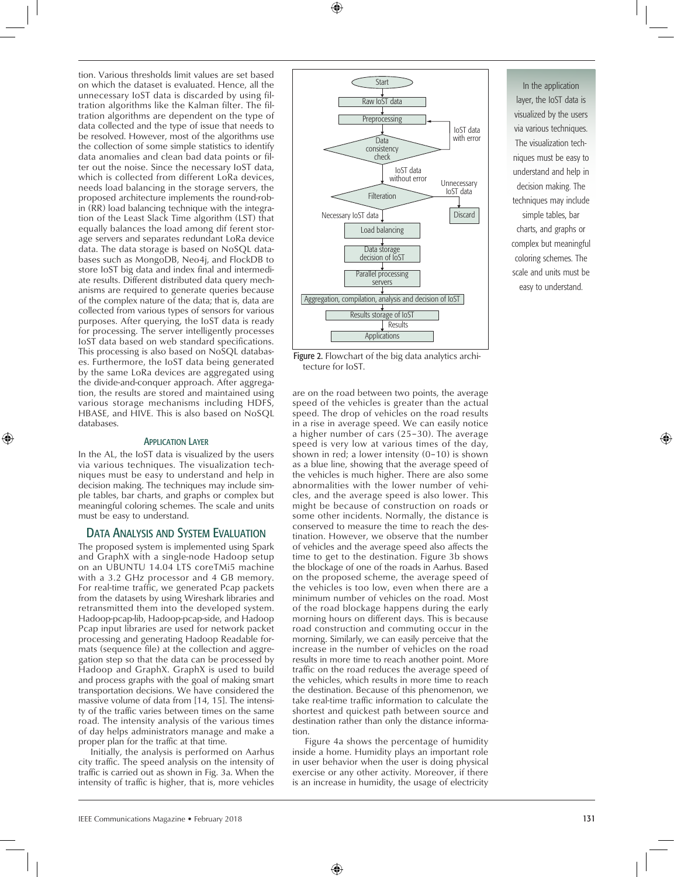tion. Various thresholds limit values are set based on which the dataset is evaluated. Hence, all the unnecessary IoST data is discarded by using filtration algorithms like the Kalman filter. The filtration algorithms are dependent on the type of data collected and the type of issue that needs to be resolved. However, most of the algorithms use the collection of some simple statistics to identify data anomalies and clean bad data points or filter out the noise. Since the necessary IoST data, which is collected from different LoRa devices, needs load balancing in the storage servers, the proposed architecture implements the round-robin (RR) load balancing technique with the integration of the Least Slack Time algorithm (LST) that equally balances the load among dif ferent storage servers and separates redundant LoRa device data. The data storage is based on NoSQL databases such as MongoDB, Neo4j, and FlockDB to store IoST big data and index final and intermediate results. Different distributed data query mechanisms are required to generate queries because of the complex nature of the data; that is, data are collected from various types of sensors for various purposes. After querying, the IoST data is ready for processing. The server intelligently processes IoST data based on web standard specifications. This processing is also based on NoSQL databases. Furthermore, the IoST data being generated by the same LoRa devices are aggregated using the divide-and-conquer approach. After aggregation, the results are stored and maintained using various storage mechanisms including HDFS, HBASE, and HIVE. This is also based on NoSQL databases.

### Application Layer

In the AL, the IoST data is visualized by the users via various techniques. The visualization techniques must be easy to understand and help in decision making. The techniques may include simple tables, bar charts, and graphs or complex but meaningful coloring schemes. The scale and units must be easy to understand.

## Data Analysis and System Evaluation

The proposed system is implemented using Spark and GraphX with a single-node Hadoop setup on an UBUNTU 14.04 LTS coreTMi5 machine with a 3.2 GHz processor and 4 GB memory. For real-time traffic, we generated Pcap packets from the datasets by using Wireshark libraries and retransmitted them into the developed system. Hadoop-pcap-lib, Hadoop-pcap-side, and Hadoop Pcap input libraries are used for network packet processing and generating Hadoop Readable formats (sequence file) at the collection and aggregation step so that the data can be processed by Hadoop and GraphX. GraphX is used to build and process graphs with the goal of making smart transportation decisions. We have considered the massive volume of data from [14, 15]. The intensity of the traffic varies between times on the same road. The intensity analysis of the various times of day helps administrators manage and make a proper plan for the traffic at that time.

Initially, the analysis is performed on Aarhus city traffic. The speed analysis on the intensity of traffic is carried out as shown in Fig. 3a. When the intensity of traffic is higher, that is, more vehicles are on the road between two points, the average speed of the vehicles is greater than the actual speed. The drop of vehicles on the road results in a rise in average speed. We can easily notice a higher number of cars (25–30). The average speed is very low at various times of the day, shown in red; a lower intensity (0–10) is shown as a blue line, showing that the average speed of the vehicles is much higher. There are also some abnormalities with the lower number of vehicles, and the average speed is also lower. This might be because of construction on roads or some other incidents. Normally, the distance is conserved to measure the time to reach the destination. However, we observe that the number of vehicles and the average speed also affects the time to get to the destination. Figure 3b shows the blockage of one of the roads in Aarhus. Based on the proposed scheme, the average speed of the vehicles is too low, even when there are a minimum number of vehicles on the road. Most of the road blockage happens during the early morning hours on different days. This is because road construction and commuting occur in the morning. Similarly, we can easily perceive that the increase in the number of vehicles on the road results in more time to reach another point. More traffic on the road reduces the average speed of the vehicles, which results in more time to reach the destination. Because of this phenomenon, we take real-time traffic information to calculate the shortest and quickest path between source and destination rather than only the distance information.

Figure 4a shows the percentage of humidity inside a home. Humidity plays an important role in user behavior when the user is doing physical exercise or any other activity. Moreover, if there is an increase in humidity, the usage of electricity

Start → Raw IoST data → Preprocessing → Data consistency check (IoST data with error → back to Preprocessing) → IoST data without error → Filteration (Unnecessary IoST data → Discard) → Necessary IoST data → Load balancing → Data storage decision of IoST → Parallel processing servers → Aggregation, compilation, analysis and decision of IoST → Results storage of IoST → Results → Applications

Figure 2. Flowchart of the big data analytics architecture for IoST.

In the application layer, the IoST data is visualized by the users via various techniques. The visualization techniques must be easy to understand and help in decision making. The techniques may include simple tables, bar charts, and graphs or complex but meaningful coloring schemes. The scale and units must be easy to understand.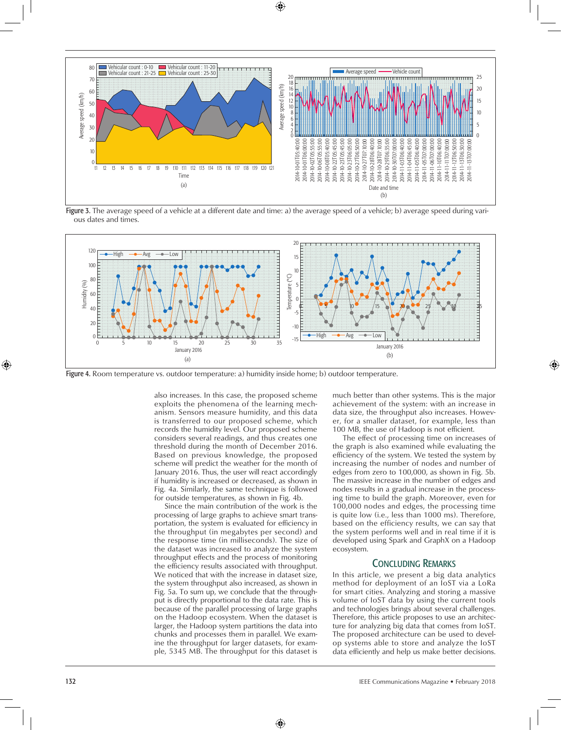Figure 3. The average speed of a vehicle at a different date and time: a) the average speed of a vehicle; b) average speed during various dates and times.

Figure 4. Room temperature vs. outdoor temperature: a) humidity inside home; b) outdoor temperature.

also increases. In this case, the proposed scheme exploits the phenomena of the learning mechanism. Sensors measure humidity, and this data is transferred to our proposed scheme, which records the humidity level. Our proposed scheme considers several readings, and thus creates one threshold during the month of December 2016. Based on previous knowledge, the proposed scheme will predict the weather for the month of January 2016. Thus, the user will react accordingly if humidity is increased or decreased, as shown in Fig. 4a. Similarly, the same technique is followed for outside temperatures, as shown in Fig. 4b.

Since the main contribution of the work is the processing of large graphs to achieve smart transportation, the system is evaluated for efficiency in the throughput (in megabytes per second) and the response time (in milliseconds). The size of the dataset was increased to analyze the system throughput effects and the process of monitoring the efficiency results associated with throughput. We noticed that with the increase in dataset size, the system throughput also increased, as shown in Fig. 5a. To sum up, we conclude that the throughput is directly proportional to the data rate. This is because of the parallel processing of large graphs on the Hadoop ecosystem. When the dataset is larger, the Hadoop system partitions the data into chunks and processes them in parallel. We examine the throughput for larger datasets, for example, 5345 MB. The throughput for this dataset is much better than other systems. This is the major achievement of the system: with an increase in data size, the throughput also increases. However, for a smaller dataset, for example, less than 100 MB, the use of Hadoop is not efficient.

The effect of processing time on increases of the graph is also examined while evaluating the efficiency of the system. We tested the system by increasing the number of nodes and number of edges from zero to 100,000, as shown in Fig. 5b. The massive increase in the number of edges and nodes results in a gradual increase in the processing time to build the graph. Moreover, even for 100,000 nodes and edges, the processing time is quite low (i.e., less than 1000 ms). Therefore, based on the efficiency results, we can say that the system performs well and in real time if it is developed using Spark and GraphX on a Hadoop ecosystem.

## Concluding Remarks

In this article, we present a big data analytics method for deployment of an IoST via a LoRa for smart cities. Analyzing and storing a massive volume of IoST data by using the current tools and technologies brings about several challenges. Therefore, this article proposes to use an architecture for analyzing big data that comes from IoST. The proposed architecture can be used to develop systems able to store and analyze the IoST data efficiently and help us make better decisions.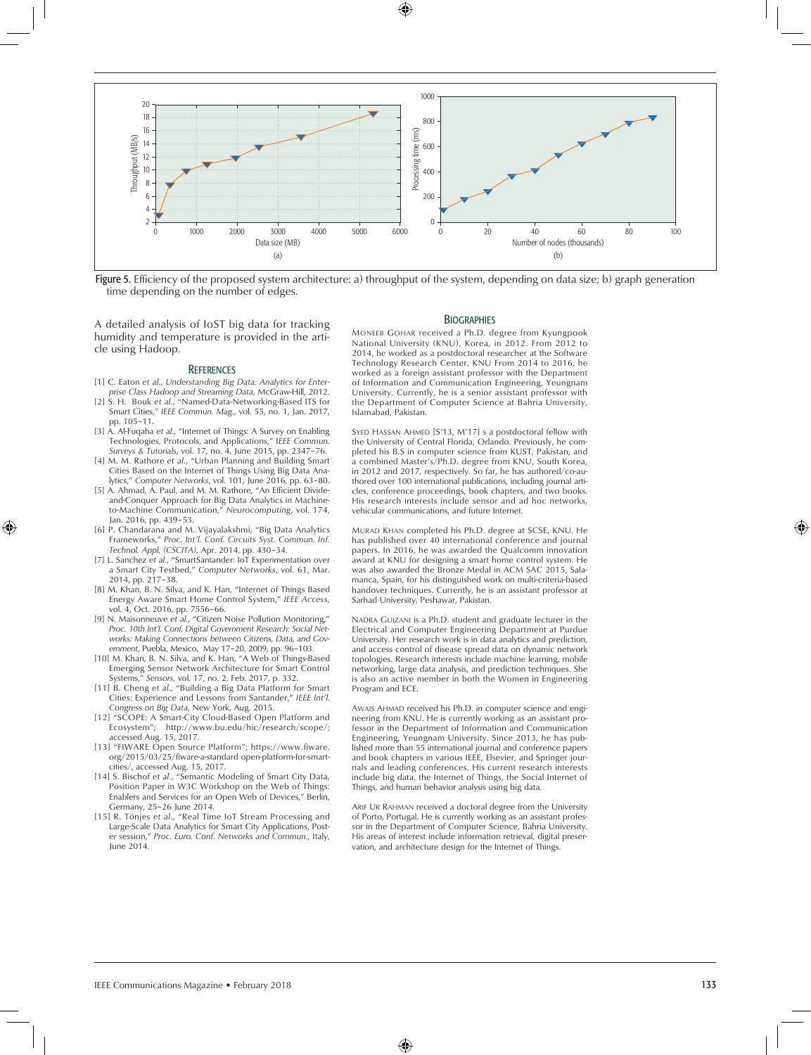20
18
16
14
12
10
8
6
4
2

Throughput (MB/s)

0 1000 2000 3000 4000 5000 6000

Data size (MB)

(a)

1000
800
600
400
200
0

Processing time (ms)

0 20 40 60 80 100

Number of nodes (thousands)

(b)

Figure 5. Efficiency of the proposed system architecture: a) throughput of the system, depending on data size; b) graph generation time depending on the number of edges.

A detailed analysis of IoST big data for tracking humidity and temperature is provided in the article using Hadoop.

## References

[1] C. Eaton *et al.*, *Understanding Big Data: Analytics for Enterprise Class Hadoop and Streaming Data*, McGraw-Hill, 2012.

[2] S. H. Bouk *et al.*, "Named-Data-Networking-Based ITS for Smart Cities," *IEEE Commun. Mag.*, vol. 55, no. 1, Jan. 2017, pp. 105–11.

[3] A. Al-Fuqaha *et al.*, "Internet of Things: A Survey on Enabling Technologies, Protocols, and Applications," *IEEE Commun. Surveys & Tutorials*, vol. 17, no. 4, June 2015, pp. 2347–76.

[4] M. M. Rathore *et al.*, "Urban Planning and Building Smart Cities Based on the Internet of Things Using Big Data Analytics," *Computer Networks*, vol. 101, June 2016, pp. 63–80.

[5] A. Ahmad, A. Paul, and M. M. Rathore, "An Efficient Divide-and-Conquer Approach for Big Data Analytics in Machine-to-Machine Communication," *Neurocomputing*, vol. 174, Jan. 2016, pp. 439–53.

[6] P. Chandarana and M. Vijayalakshmi, "Big Data Analytics Frameworks," *Proc. Int'l. Conf. Circuits Syst. Commun. Inf. Technol. Appl. (CSCITA)*, Apr. 2014, pp. 430–34.

[7] L. Sanchez *et al.*, "SmartSantander: IoT Experimentation over a Smart City Testbed," *Computer Networks*, vol. 61, Mar. 2014, pp. 217–38.

[8] M. Khan, B. N. Silva, and K. Han, "Internet of Things Based Energy Aware Smart Home Control System," *IEEE Access*, vol. 4, Oct. 2016, pp. 7556–66.

[9] N. Maisonneuve *et al.*, "Citizen Noise Pollution Monitoring," *Proc. 10th Int'l. Conf. Digital Government Research: Social Networks: Making Connections between Citizens, Data, and Government*, Puebla, Mexico, May 17–20, 2009, pp. 96–103.

[10] M. Khan, B. N. Silva, and K. Han, "A Web of Things-Based Emerging Sensor Network Architecture for Smart Control Systems," *Sensors*, vol. 17, no. 2, Feb. 2017, p. 332.

[11] B. Cheng *et al.*, "Building a Big Data Platform for Smart Cities: Experience and Lessons from Santander," *IEEE Int'l. Congress on Big Data*, New York, Aug. 2015.

[12] "SCOPE: A Smart-City Cloud-Based Open Platform and Ecosystem"; http://www.bu.edu/hic/research/scope/; accessed Aug. 15, 2017.

[13] "FIWARE Open Source Platform"; https://www.fiware.org/2015/03/25/fiware-a-standard open-platform-for-smart-cities/, accessed Aug. 15, 2017.

[14] S. Bischof *et al.*, "Semantic Modeling of Smart City Data, Position Paper in W3C Workshop on the Web of Things: Enablers and Services for an Open Web of Devices," Berlin, Germany, 25–26 June 2014.

[15] R. Tönjes *et al.*, "Real Time IoT Stream Processing and Large-Scale Data Analytics for Smart City Applications, Poster session," *Proc. Euro. Conf. Networks and Commun.*, Italy, June 2014.

## Biographies

Moneeb Gohar received a Ph.D. degree from Kyungpook National University (KNU), Korea, in 2012. From 2012 to 2014, he worked as a postdoctoral researcher at the Software Technology Research Center, KNU From 2014 to 2016, he worked as a foreign assistant professor with the Department of Information and Communication Engineering, Yeungnam University. Currently, he is a senior assistant professor with the Department of Computer Science at Bahria University, Islamabad, Pakistan.

Syed Hassan Ahmed [S'13, M'17] s a postdoctoral fellow with the University of Central Florida, Orlando. Previously, he completed his B.S in computer science from KUST, Pakistan, and a combined Master's/Ph.D. degree from KNU, South Korea, in 2012 and 2017, respectively. So far, he has authored/co-authored over 100 international publications, including journal articles, conference proceedings, book chapters, and two books. His research interests include sensor and ad hoc networks, vehicular communications, and future Internet.

Murad Khan completed his Ph.D. degree at SCSE, KNU. He has published over 40 international conference and journal papers. In 2016, he was awarded the Qualcomm innovation award at KNU for designing a smart home control system. He was also awarded the Bronze Medal in ACM SAC 2015, Salamanca, Spain, for his distinguished work on multi-criteria-based handover techniques. Currently, he is an assistant professor at Sarhad University, Peshawar, Pakistan.

Nadra Guizani is a Ph.D. student and graduate lecturer in the Electrical and Computer Engineering Department at Purdue University. Her research work is in data analytics and prediction, and access control of disease spread data on dynamic network topologies. Research interests include machine learning, mobile networking, large data analysis, and prediction techniques. She is also an active member in both the Women in Engineering Program and ECE.

Awais Ahmad received his Ph.D. in computer science and engineering from KNU. He is currently working as an assistant professor in the Department of Information and Communication Engineering, Yeungnam University. Since 2013, he has published more than 55 international journal and conference papers and book chapters in various IEEE, Elsevier, and Springer journals and leading conferences. His current research interests include big data, the Internet of Things, the Social Internet of Things, and human behavior analysis using big data.

Arif Ur Rahman received a doctoral degree from the University of Porto, Portugal. He is currently working as an assistant professor in the Department of Computer Science, Bahria University. His areas of interest include information retrieval, digital preservation, and architecture design for the Internet of Things.